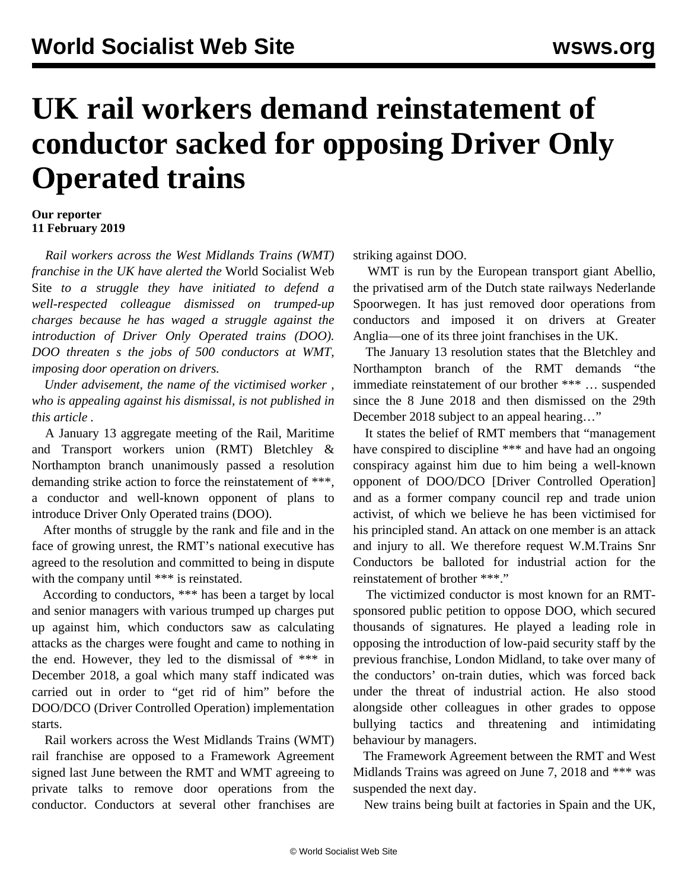# UK rail workers demand reinstatement of conductor sacked for opposing Driver Only Operated trains

**Our reporter**
**11 February 2019**

*Rail workers across the West Midlands Trains (WMT) franchise in the UK have alerted the* World Socialist Web Site *to a struggle they have initiated to defend a well-respected colleague dismissed on trumped-up charges because he has waged a struggle against the introduction of Driver Only Operated trains (DOO). DOO threaten s the jobs of 500 conductors at WMT, imposing door operation on drivers.*

*Under advisement, the name of the victimised worker , who is appealing against his dismissal, is not published in this article .*

A January 13 aggregate meeting of the Rail, Maritime and Transport workers union (RMT) Bletchley & Northampton branch unanimously passed a resolution demanding strike action to force the reinstatement of ***, a conductor and well-known opponent of plans to introduce Driver Only Operated trains (DOO).

After months of struggle by the rank and file and in the face of growing unrest, the RMT's national executive has agreed to the resolution and committed to being in dispute with the company until *** is reinstated.

According to conductors, *** has been a target by local and senior managers with various trumped up charges put up against him, which conductors saw as calculating attacks as the charges were fought and came to nothing in the end. However, they led to the dismissal of *** in December 2018, a goal which many staff indicated was carried out in order to "get rid of him" before the DOO/DCO (Driver Controlled Operation) implementation starts.

Rail workers across the West Midlands Trains (WMT) rail franchise are opposed to a Framework Agreement signed last June between the RMT and WMT agreeing to private talks to remove door operations from the conductor. Conductors at several other franchises are striking against DOO.

WMT is run by the European transport giant Abellio, the privatised arm of the Dutch state railways Nederlande Spoorwegen. It has just removed door operations from conductors and imposed it on drivers at Greater Anglia—one of its three joint franchises in the UK.

The January 13 resolution states that the Bletchley and Northampton branch of the RMT demands "the immediate reinstatement of our brother *** … suspended since the 8 June 2018 and then dismissed on the 29th December 2018 subject to an appeal hearing…"

It states the belief of RMT members that "management have conspired to discipline *** and have had an ongoing conspiracy against him due to him being a well-known opponent of DOO/DCO [Driver Controlled Operation] and as a former company council rep and trade union activist, of which we believe he has been victimised for his principled stand. An attack on one member is an attack and injury to all. We therefore request W.M.Trains Snr Conductors be balloted for industrial action for the reinstatement of brother ***."

The victimized conductor is most known for an RMT-sponsored public petition to oppose DOO, which secured thousands of signatures. He played a leading role in opposing the introduction of low-paid security staff by the previous franchise, London Midland, to take over many of the conductors' on-train duties, which was forced back under the threat of industrial action. He also stood alongside other colleagues in other grades to oppose bullying tactics and threatening and intimidating behaviour by managers.

The Framework Agreement between the RMT and West Midlands Trains was agreed on June 7, 2018 and *** was suspended the next day.

New trains being built at factories in Spain and the UK,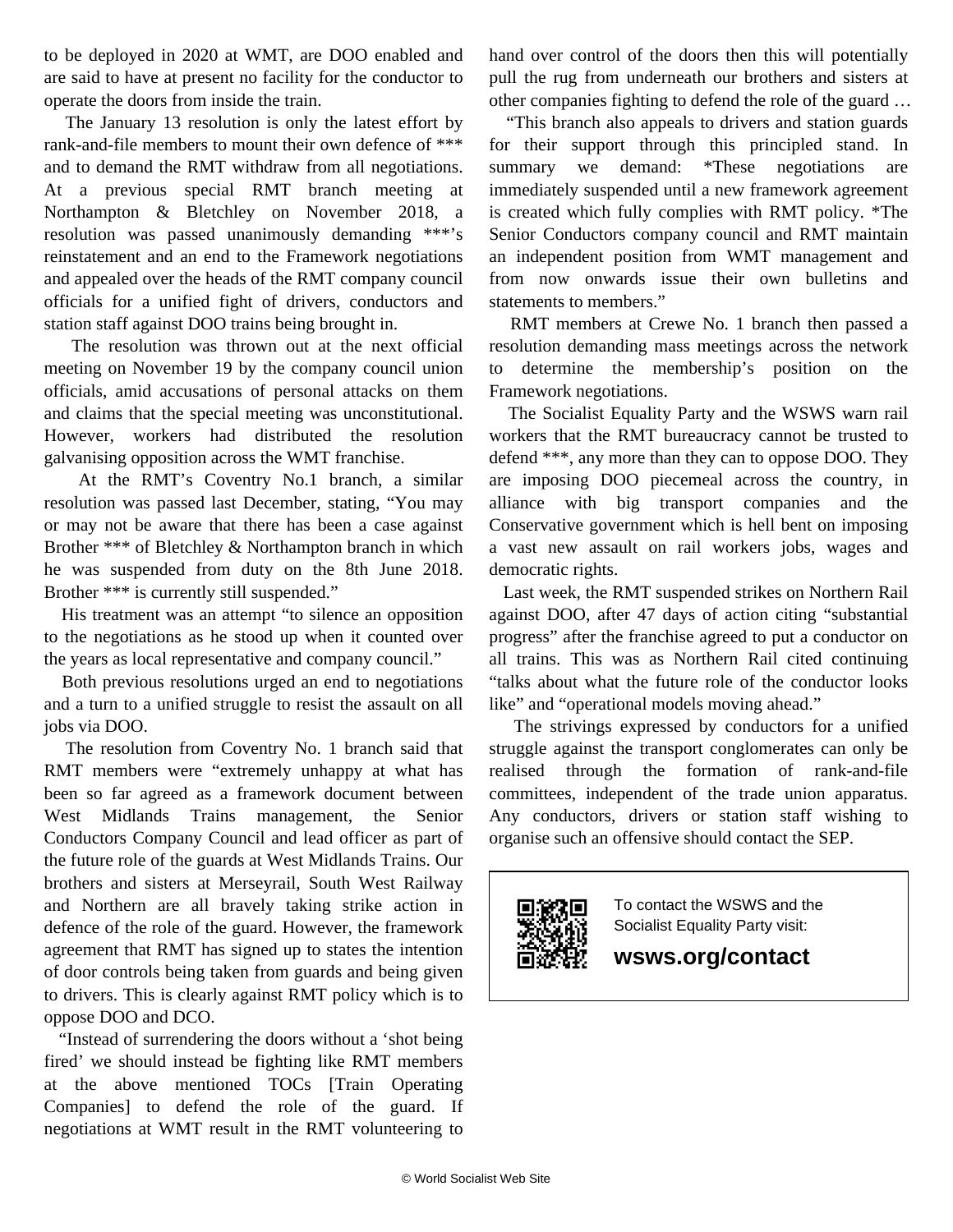to be deployed in 2020 at WMT, are DOO enabled and are said to have at present no facility for the conductor to operate the doors from inside the train.

The January 13 resolution is only the latest effort by rank-and-file members to mount their own defence of *** and to demand the RMT withdraw from all negotiations. At a previous special RMT branch meeting at Northampton & Bletchley on November 2018, a resolution was passed unanimously demanding ***'s reinstatement and an end to the Framework negotiations and appealed over the heads of the RMT company council officials for a unified fight of drivers, conductors and station staff against DOO trains being brought in.

The resolution was thrown out at the next official meeting on November 19 by the company council union officials, amid accusations of personal attacks on them and claims that the special meeting was unconstitutional. However, workers had distributed the resolution galvanising opposition across the WMT franchise.

At the RMT's Coventry No.1 branch, a similar resolution was passed last December, stating, "You may or may not be aware that there has been a case against Brother *** of Bletchley & Northampton branch in which he was suspended from duty on the 8th June 2018. Brother *** is currently still suspended."

His treatment was an attempt "to silence an opposition to the negotiations as he stood up when it counted over the years as local representative and company council."

Both previous resolutions urged an end to negotiations and a turn to a unified struggle to resist the assault on all jobs via DOO.

The resolution from Coventry No. 1 branch said that RMT members were "extremely unhappy at what has been so far agreed as a framework document between West Midlands Trains management, the Senior Conductors Company Council and lead officer as part of the future role of the guards at West Midlands Trains. Our brothers and sisters at Merseyrail, South West Railway and Northern are all bravely taking strike action in defence of the role of the guard. However, the framework agreement that RMT has signed up to states the intention of door controls being taken from guards and being given to drivers. This is clearly against RMT policy which is to oppose DOO and DCO.

"Instead of surrendering the doors without a 'shot being fired' we should instead be fighting like RMT members at the above mentioned TOCs [Train Operating Companies] to defend the role of the guard. If negotiations at WMT result in the RMT volunteering to hand over control of the doors then this will potentially pull the rug from underneath our brothers and sisters at other companies fighting to defend the role of the guard …

"This branch also appeals to drivers and station guards for their support through this principled stand. In summary we demand: *These negotiations are immediately suspended until a new framework agreement is created which fully complies with RMT policy. *The Senior Conductors company council and RMT maintain an independent position from WMT management and from now onwards issue their own bulletins and statements to members."

RMT members at Crewe No. 1 branch then passed a resolution demanding mass meetings across the network to determine the membership's position on the Framework negotiations.

The Socialist Equality Party and the WSWS warn rail workers that the RMT bureaucracy cannot be trusted to defend ***, any more than they can to oppose DOO. They are imposing DOO piecemeal across the country, in alliance with big transport companies and the Conservative government which is hell bent on imposing a vast new assault on rail workers jobs, wages and democratic rights.

Last week, the RMT suspended strikes on Northern Rail against DOO, after 47 days of action citing "substantial progress" after the franchise agreed to put a conductor on all trains. This was as Northern Rail cited continuing "talks about what the future role of the conductor looks like" and "operational models moving ahead."

The strivings expressed by conductors for a unified struggle against the transport conglomerates can only be realised through the formation of rank-and-file committees, independent of the trade union apparatus. Any conductors, drivers or station staff wishing to organise such an offensive should contact the SEP.

To contact the WSWS and the Socialist Equality Party visit:

**wsws.org/contact**